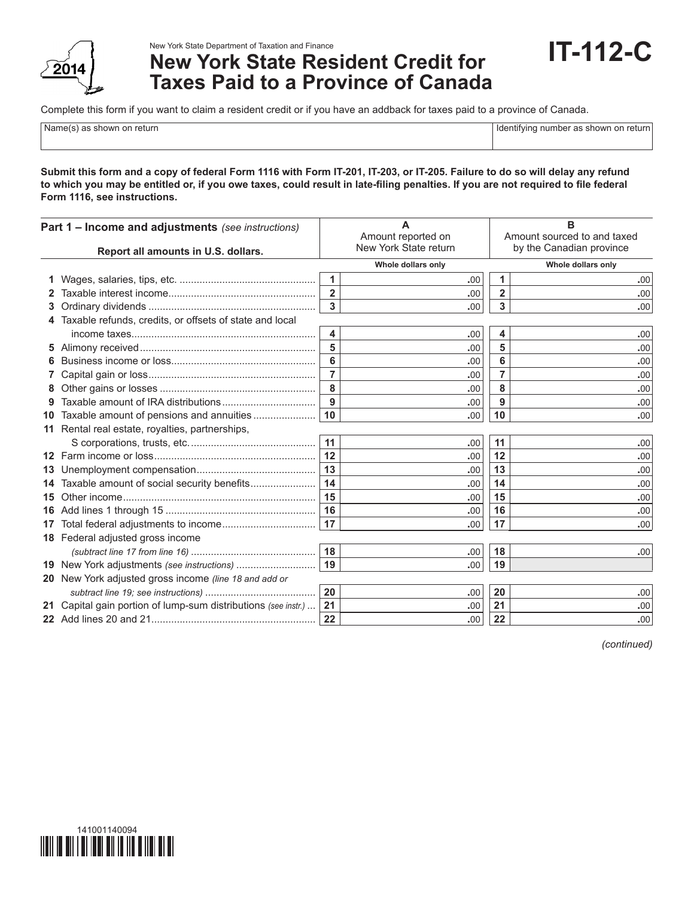New York State Department of Taxation and Finance

# New York State Resident Credit for Taxes Paid to a Province of Canada

# IT-112-C

2014

Complete this form if you want to claim a resident credit or if you have an addback for taxes paid to a province of Canada.

| Name(s) as shown on return | Identifying number as shown on return |
|---|---|
| | |

**Submit this form and a copy of federal Form 1116 with Form IT-201, IT-203, or IT-205. Failure to do so will delay any refund to which you may be entitled or, if you owe taxes, could result in late-filing penalties. If you are not required to file federal Form 1116, see instructions.**

| **Part 1 – Income and adjustments** *(see instructions)* **Report all amounts in U.S. dollars.** | | **A** Amount reported on New York State return (Whole dollars only) | | **B** Amount sourced to and taxed by the Canadian province (Whole dollars only) |
|---|---|---|---|---|
| **1** Wages, salaries, tips, etc. | 1 | .00 | 1 | .00 |
| **2** Taxable interest income | 2 | .00 | 2 | .00 |
| **3** Ordinary dividends | 3 | .00 | 3 | .00 |
| **4** Taxable refunds, credits, or offsets of state and local income taxes | 4 | .00 | 4 | .00 |
| **5** Alimony received | 5 | .00 | 5 | .00 |
| **6** Business income or loss | 6 | .00 | 6 | .00 |
| **7** Capital gain or loss | 7 | .00 | 7 | .00 |
| **8** Other gains or losses | 8 | .00 | 8 | .00 |
| **9** Taxable amount of IRA distributions | 9 | .00 | 9 | .00 |
| **10** Taxable amount of pensions and annuities | 10 | .00 | 10 | .00 |
| **11** Rental real estate, royalties, partnerships, S corporations, trusts, etc. | 11 | .00 | 11 | .00 |
| **12** Farm income or loss | 12 | .00 | 12 | .00 |
| **13** Unemployment compensation | 13 | .00 | 13 | .00 |
| **14** Taxable amount of social security benefits | 14 | .00 | 14 | .00 |
| **15** Other income | 15 | .00 | 15 | .00 |
| **16** Add lines 1 through 15 | 16 | .00 | 16 | .00 |
| **17** Total federal adjustments to income | 17 | .00 | 17 | .00 |
| **18** Federal adjusted gross income *(subtract line 17 from line 16)* | 18 | .00 | 18 | .00 |
| **19** New York adjustments *(see instructions)* | 19 | .00 | 19 | |
| **20** New York adjusted gross income *(line 18 and add or subtract line 19; see instructions)* | 20 | .00 | 20 | .00 |
| **21** Capital gain portion of lump-sum distributions *(see instr.)* | 21 | .00 | 21 | .00 |
| **22** Add lines 20 and 21 | 22 | .00 | 22 | .00 |

*(continued)*

141001140094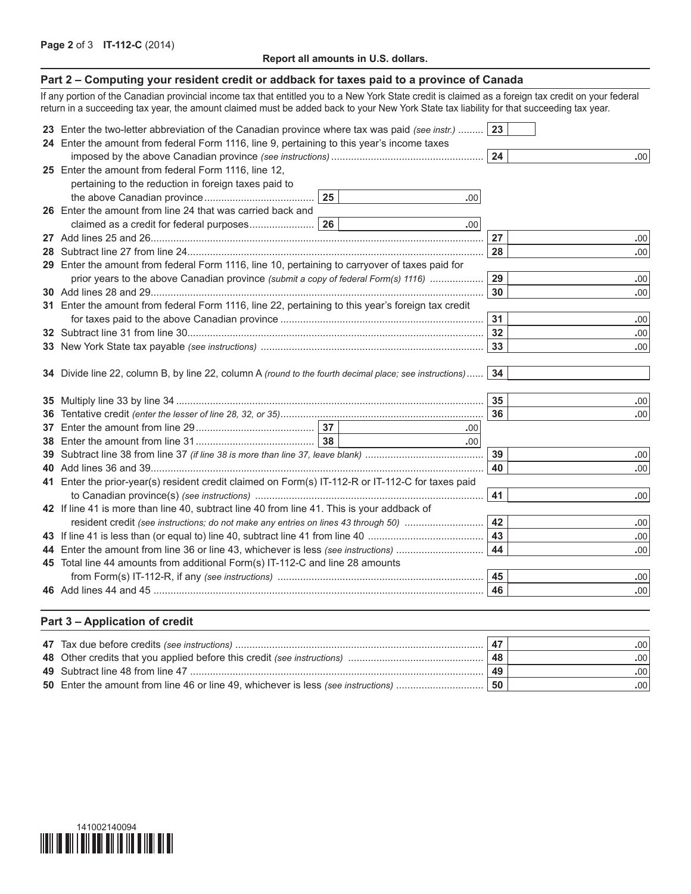**Report all amounts in U.S. dollars.**

## Part 2 – Computing your resident credit or addback for taxes paid to a province of Canada

If any portion of the Canadian provincial income tax that entitled you to a New York State credit is claimed as a foreign tax credit on your federal return in a succeeding tax year, the amount claimed must be added back to your New York State tax liability for that succeeding tax year.

| Line | Description | | | Line | Amount |
|---|---|---|---|---|---|
| 23 | Enter the two-letter abbreviation of the Canadian province where tax was paid *(see instr.)* | | | 23 | |
| 24 | Enter the amount from federal Form 1116, line 9, pertaining to this year's income taxes imposed by the above Canadian province *(see instructions)* | | | 24 | .00 |
| 25 | Enter the amount from federal Form 1116, line 12, pertaining to the reduction in foreign taxes paid to the above Canadian province | 25 | .00 | | |
| 26 | Enter the amount from line 24 that was carried back and claimed as a credit for federal purposes | 26 | .00 | | |
| 27 | Add lines 25 and 26 | | | 27 | .00 |
| 28 | Subtract line 27 from line 24 | | | 28 | .00 |
| 29 | Enter the amount from federal Form 1116, line 10, pertaining to carryover of taxes paid for prior years to the above Canadian province *(submit a copy of federal Form(s) 1116)* | | | 29 | .00 |
| 30 | Add lines 28 and 29 | | | 30 | .00 |
| 31 | Enter the amount from federal Form 1116, line 22, pertaining to this year's foreign tax credit for taxes paid to the above Canadian province | | | 31 | .00 |
| 32 | Subtract line 31 from line 30 | | | 32 | .00 |
| 33 | New York State tax payable *(see instructions)* | | | 33 | .00 |
| 34 | Divide line 22, column B, by line 22, column A *(round to the fourth decimal place; see instructions)* | | | 34 | |
| 35 | Multiply line 33 by line 34 | | | 35 | .00 |
| 36 | Tentative credit *(enter the lesser of line 28, 32, or 35)* | | | 36 | .00 |
| 37 | Enter the amount from line 29 | 37 | .00 | | |
| 38 | Enter the amount from line 31 | 38 | .00 | | |
| 39 | Subtract line 38 from line 37 *(if line 38 is more than line 37, leave blank)* | | | 39 | .00 |
| 40 | Add lines 36 and 39 | | | 40 | .00 |
| 41 | Enter the prior-year(s) resident credit claimed on Form(s) IT-112-R or IT-112-C for taxes paid to Canadian province(s) *(see instructions)* | | | 41 | .00 |
| 42 | If line 41 is more than line 40, subtract line 40 from line 41. This is your addback of resident credit *(see instructions; do not make any entries on lines 43 through 50)* | | | 42 | .00 |
| 43 | If line 41 is less than (or equal to) line 40, subtract line 41 from line 40 | | | 43 | .00 |
| 44 | Enter the amount from line 36 or line 43, whichever is less *(see instructions)* | | | 44 | .00 |
| 45 | Total line 44 amounts from additional Form(s) IT-112-C and line 28 amounts from Form(s) IT-112-R, if any *(see instructions)* | | | 45 | .00 |
| 46 | Add lines 44 and 45 | | | 46 | .00 |

## Part 3 – Application of credit

| Line | Description | Line | Amount |
|---|---|---|---|
| 47 | Tax due before credits *(see instructions)* | 47 | .00 |
| 48 | Other credits that you applied before this credit *(see instructions)* | 48 | .00 |
| 49 | Subtract line 48 from line 47 | 49 | .00 |
| 50 | Enter the amount from line 46 or line 49, whichever is less *(see instructions)* | 50 | .00 |

141002140094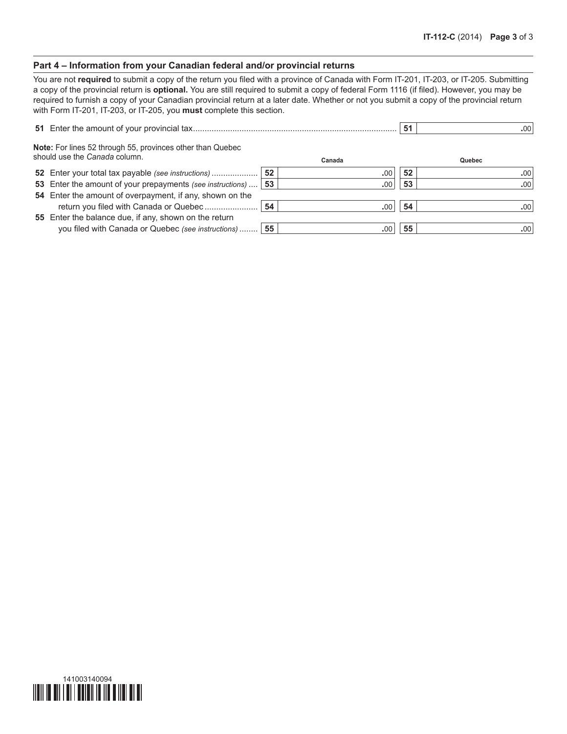## Part 4 – Information from your Canadian federal and/or provincial returns

You are not **required** to submit a copy of the return you filed with a province of Canada with Form IT-201, IT-203, or IT-205. Submitting a copy of the provincial return is **optional.** You are still required to submit a copy of federal Form 1116 (if filed). However, you may be required to furnish a copy of your Canadian provincial return at a later date. Whether or not you submit a copy of the provincial return with Form IT-201, IT-203, or IT-205, you **must** complete this section.

**51** Enter the amount of your provincial tax ............ **51** .00

**Note:** For lines 52 through 55, provinces other than Quebec should use the *Canada* column.

| | | Canada | | Quebec |
|---|---|---|---|---|
| **52** Enter your total tax payable *(see instructions)* | **52** | .00 | **52** | .00 |
| **53** Enter the amount of your prepayments *(see instructions)* | **53** | .00 | **53** | .00 |
| **54** Enter the amount of overpayment, if any, shown on the return you filed with Canada or Quebec | **54** | .00 | **54** | .00 |
| **55** Enter the balance due, if any, shown on the return you filed with Canada or Quebec *(see instructions)* | **55** | .00 | **55** | .00 |

141003140094